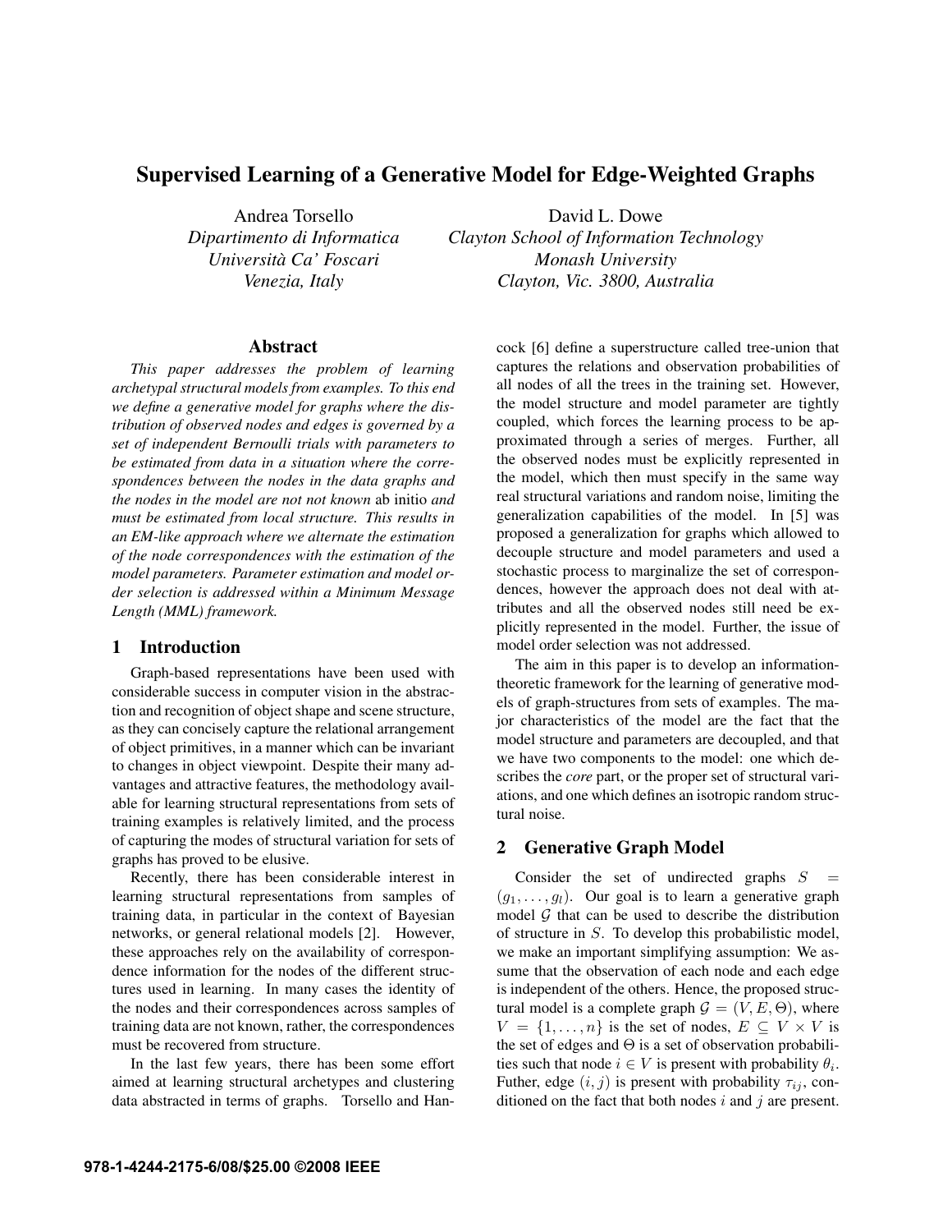# Supervised Learning of a Generative Model for Edge-Weighted Graphs

Andrea Torsello
*Dipartimento di Informatica*
*Università Ca' Foscari*
*Venezia, Italy*

David L. Dowe
*Clayton School of Information Technology*
*Monash University*
*Clayton, Vic. 3800, Australia*

## Abstract

*This paper addresses the problem of learning archetypal structural models from examples. To this end we define a generative model for graphs where the distribution of observed nodes and edges is governed by a set of independent Bernoulli trials with parameters to be estimated from data in a situation where the correspondences between the nodes in the data graphs and the nodes in the model are not not known* ab initio *and must be estimated from local structure. This results in an EM-like approach where we alternate the estimation of the node correspondences with the estimation of the model parameters. Parameter estimation and model order selection is addressed within a Minimum Message Length (MML) framework.*

## 1 Introduction

Graph-based representations have been used with considerable success in computer vision in the abstraction and recognition of object shape and scene structure, as they can concisely capture the relational arrangement of object primitives, in a manner which can be invariant to changes in object viewpoint. Despite their many advantages and attractive features, the methodology available for learning structural representations from sets of training examples is relatively limited, and the process of capturing the modes of structural variation for sets of graphs has proved to be elusive.

Recently, there has been considerable interest in learning structural representations from samples of training data, in particular in the context of Bayesian networks, or general relational models [2]. However, these approaches rely on the availability of correspondence information for the nodes of the different structures used in learning. In many cases the identity of the nodes and their correspondences across samples of training data are not known, rather, the correspondences must be recovered from structure.

In the last few years, there has been some effort aimed at learning structural archetypes and clustering data abstracted in terms of graphs. Torsello and Hancock [6] define a superstructure called tree-union that captures the relations and observation probabilities of all nodes of all the trees in the training set. However, the model structure and model parameter are tightly coupled, which forces the learning process to be approximated through a series of merges. Further, all the observed nodes must be explicitly represented in the model, which then must specify in the same way real structural variations and random noise, limiting the generalization capabilities of the model. In [5] was proposed a generalization for graphs which allowed to decouple structure and model parameters and used a stochastic process to marginalize the set of correspondences, however the approach does not deal with attributes and all the observed nodes still need be explicitly represented in the model. Further, the issue of model order selection was not addressed.

The aim in this paper is to develop an information-theoretic framework for the learning of generative models of graph-structures from sets of examples. The major characteristics of the model are the fact that the model structure and parameters are decoupled, and that we have two components to the model: one which describes the *core* part, or the proper set of structural variations, and one which defines an isotropic random structural noise.

## 2 Generative Graph Model

Consider the set of undirected graphs $S = (g_1, \dots, g_l)$. Our goal is to learn a generative graph model $\mathcal{G}$ that can be used to describe the distribution of structure in $S$. To develop this probabilistic model, we make an important simplifying assumption: We assume that the observation of each node and each edge is independent of the others. Hence, the proposed structural model is a complete graph $\mathcal{G} = (V, E, \Theta)$, where $V = \{1, \dots, n\}$ is the set of nodes, $E \subseteq V \times V$ is the set of edges and $\Theta$ is a set of observation probabilities such that node $i \in V$ is present with probability $\theta_i$. Futher, edge $(i, j)$ is present with probability $\tau_{ij}$, conditioned on the fact that both nodes $i$ and $j$ are present.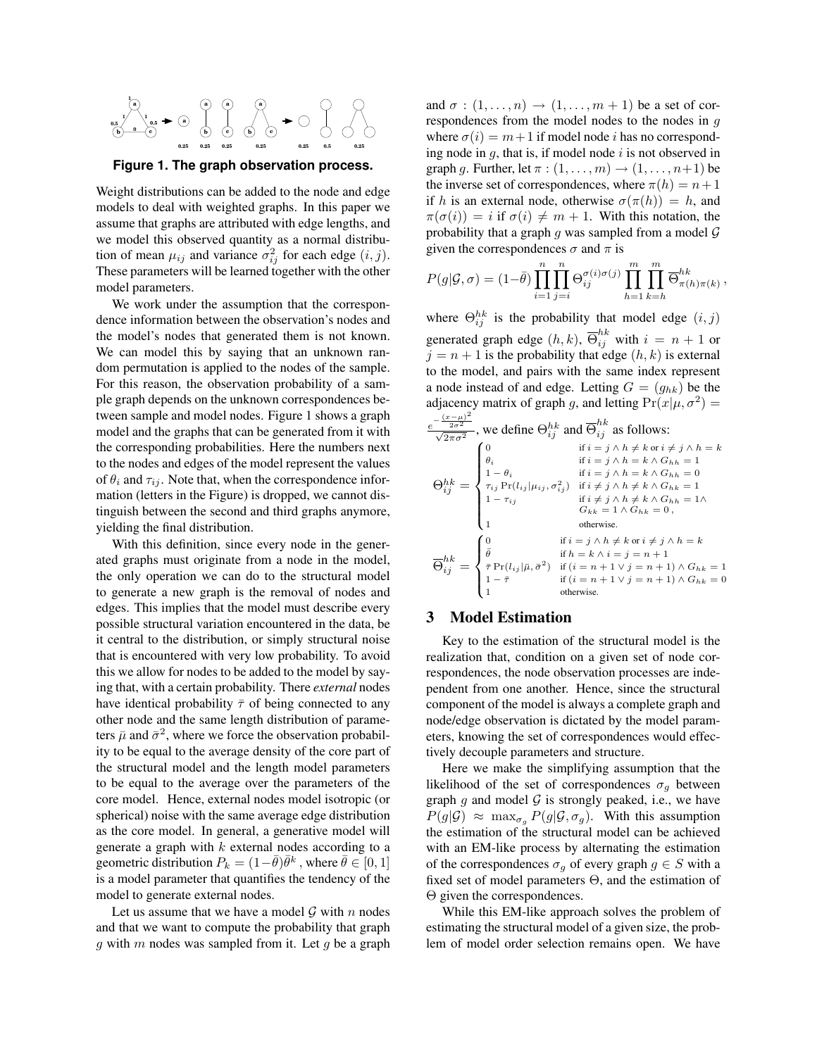**Figure 1. The graph observation process.**

Weight distributions can be added to the node and edge models to deal with weighted graphs. In this paper we assume that graphs are attributed with edge lengths, and we model this observed quantity as a normal distribution of mean $\mu_{ij}$ and variance $\sigma_{ij}^2$ for each edge $(i, j)$. These parameters will be learned together with the other model parameters.

We work under the assumption that the correspondence information between the observation's nodes and the model's nodes that generated them is not known. We can model this by saying that an unknown random permutation is applied to the nodes of the sample. For this reason, the observation probability of a sample graph depends on the unknown correspondences between sample and model nodes. Figure 1 shows a graph model and the graphs that can be generated from it with the corresponding probabilities. Here the numbers next to the nodes and edges of the model represent the values of $\theta_i$ and $\tau_{ij}$. Note that, when the correspondence information (letters in the Figure) is dropped, we cannot distinguish between the second and third graphs anymore, yielding the final distribution.

With this definition, since every node in the generated graphs must originate from a node in the model, the only operation we can do to the structural model to generate a new graph is the removal of nodes and edges. This implies that the model must describe every possible structural variation encountered in the data, be it central to the distribution, or simply structural noise that is encountered with very low probability. To avoid this we allow for nodes to be added to the model by saying that, with a certain probability. There *external* nodes have identical probability $\bar{\tau}$ of being connected to any other node and the same length distribution of parameters $\bar{\mu}$ and $\bar{\sigma}^2$, where we force the observation probability to be equal to the average density of the core part of the structural model and the length model parameters to be equal to the average over the parameters of the core model. Hence, external nodes model isotropic (or spherical) noise with the same average edge distribution as the core model. In general, a generative model will generate a graph with $k$ external nodes according to a geometric distribution $P_k = (1-\bar{\theta})\bar{\theta}^k$, where $\bar{\theta} \in [0, 1]$ is a model parameter that quantifies the tendency of the model to generate external nodes.

Let us assume that we have a model $\mathcal{G}$ with $n$ nodes and that we want to compute the probability that graph $g$ with $m$ nodes was sampled from it. Let $g$ be a graph and $\sigma : (1, \dots, n) \to (1, \dots, m+1)$ be a set of correspondences from the model nodes to the nodes in $g$ where $\sigma(i) = m+1$ if model node $i$ has no corresponding node in $g$, that is, if model node $i$ is not observed in graph $g$. Further, let $\pi : (1, \dots, m) \to (1, \dots, n+1)$ be the inverse set of correspondences, where $\pi(h) = n+1$ if $h$ is an external node, otherwise $\sigma(\pi(h)) = h$, and $\pi(\sigma(i)) = i$ if $\sigma(i) \neq m+1$. With this notation, the probability that a graph $g$ was sampled from a model $\mathcal{G}$ given the correspondences $\sigma$ and $\pi$ is

$$P(g|\mathcal{G}, \sigma) = (1-\bar{\theta}) \prod_{i=1}^{n} \prod_{j=i}^{n} \Theta_{ij}^{\sigma(i)\sigma(j)} \prod_{h=1}^{m} \prod_{k=h}^{m} \overline{\Theta}_{\pi(h)\pi(k)}^{hk},$$

where $\Theta_{ij}^{hk}$ is the probability that model edge $(i, j)$ generated graph edge $(h, k)$, $\overline{\Theta}_{ij}^{hk}$ with $i = n+1$ or $j = n+1$ is the probability that edge $(h, k)$ is external to the model, and pairs with the same index represent a node instead of and edge. Letting $G = (g_{hk})$ be the adjacency matrix of graph $g$, and letting $\Pr(x|\mu, \sigma^2) = \frac{e^{-\frac{(x-\mu)^2}{2\sigma^2}}}{\sqrt{2\pi\sigma^2}}$, we define $\Theta_{ij}^{hk}$ and $\overline{\Theta}_{ij}^{hk}$ as follows:

$$\Theta_{ij}^{hk} = \begin{cases} 0 & \text{if } i = j \wedge h \neq k \text{ or } i \neq j \wedge h = k \\ \theta_i & \text{if } i = j \wedge h = k \wedge G_{hh} = 1 \\ 1 - \theta_i & \text{if } i = j \wedge h = k \wedge G_{hh} = 0 \\ \tau_{ij} \Pr(l_{ij}|\mu_{ij}, \sigma_{ij}^2) & \text{if } i \neq j \wedge h \neq k \wedge G_{hk} = 1 \\ 1 - \tau_{ij} & \text{if } i \neq j \wedge h \neq k \wedge G_{hh} = 1 \wedge \\ & \quad G_{kk} = 1 \wedge G_{hk} = 0, \\ 1 & \text{otherwise.} \end{cases}$$

$$\overline{\Theta}_{ij}^{hk} = \begin{cases} 0 & \text{if } i = j \wedge h \neq k \text{ or } i \neq j \wedge h = k \\ \bar{\theta} & \text{if } h = k \wedge i = j = n+1 \\ \bar{\tau} \Pr(l_{ij}|\bar{\mu}, \bar{\sigma}^2) & \text{if } (i = n+1 \vee j = n+1) \wedge G_{hk} = 1 \\ 1 - \bar{\tau} & \text{if } (i = n+1 \vee j = n+1) \wedge G_{hk} = 0 \\ 1 & \text{otherwise.} \end{cases}$$

## 3 Model Estimation

Key to the estimation of the structural model is the realization that, condition on a given set of node correspondences, the node observation processes are independent from one another. Hence, since the structural component of the model is always a complete graph and node/edge observation is dictated by the model parameters, knowing the set of correspondences would effectively decouple parameters and structure.

Here we make the simplifying assumption that the likelihood of the set of correspondences $\sigma_g$ between graph $g$ and model $\mathcal{G}$ is strongly peaked, i.e., we have $P(g|\mathcal{G}) \approx \max_{\sigma_g} P(g|\mathcal{G}, \sigma_g)$. With this assumption the estimation of the structural model can be achieved with an EM-like process by alternating the estimation of the correspondences $\sigma_g$ of every graph $g \in S$ with a fixed set of model parameters $\Theta$, and the estimation of $\Theta$ given the correspondences.

While this EM-like approach solves the problem of estimating the structural model of a given size, the problem of model order selection remains open. We have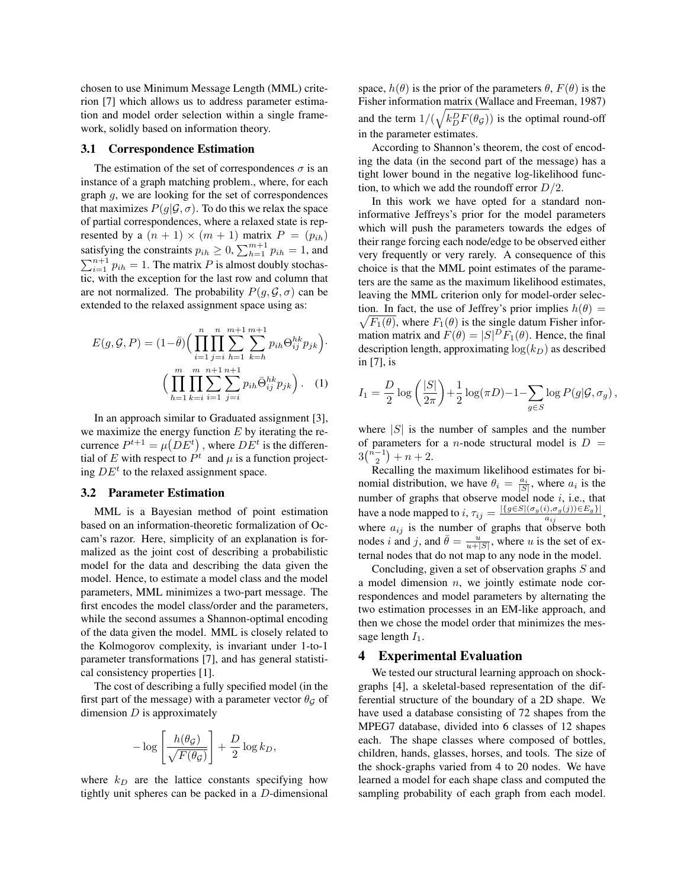chosen to use Minimum Message Length (MML) criterion [7] which allows us to address parameter estimation and model order selection within a single framework, solidly based on information theory.

### 3.1 Correspondence Estimation

The estimation of the set of correspondences $\sigma$ is an instance of a graph matching problem., where, for each graph $g$, we are looking for the set of correspondences that maximizes $P(g|\mathcal{G},\sigma)$. To do this we relax the space of partial correspondences, where a relaxed state is represented by a $(n+1)\times(m+1)$ matrix $P=(p_{ih})$ satisfying the constraints $p_{ih}\geq 0, \sum_{h=1}^{m+1} p_{ih}=1$, and $\sum_{i=1}^{n+1} p_{ih}=1$. The matrix $P$ is almost doubly stochastic, with the exception for the last row and column that are not normalized. The probability $P(g,\mathcal{G},\sigma)$ can be extended to the relaxed assignment space using as:

$$E(g,\mathcal{G},P)=(1-\bar{\theta})\Big(\prod_{i=1}^{n}\prod_{j=i}^{n}\sum_{h=1}^{m+1}\sum_{k=h}^{m+1} p_{ih}\Theta_{ij}^{hk}p_{jk}\Big)\cdot \Big(\prod_{h=1}^{m}\prod_{k=i}^{m}\sum_{i=1}^{n+1}\sum_{j=i}^{n+1} p_{ih}\bar{\Theta}_{ij}^{hk}p_{jk}\Big). \quad (1)$$

In an approach similar to Graduated assignment [3], we maximize the energy function $E$ by iterating the recurrence $P^{t+1}=\mu\big(DE^t\big)$, where $DE^t$ is the differential of $E$ with respect to $P^t$ and $\mu$ is a function projecting $DE^t$ to the relaxed assignment space.

### 3.2 Parameter Estimation

MML is a Bayesian method of point estimation based on an information-theoretic formalization of Occam's razor. Here, simplicity of an explanation is formalized as the joint cost of describing a probabilistic model for the data and describing the data given the model. Hence, to estimate a model class and the model parameters, MML minimizes a two-part message. The first encodes the model class/order and the parameters, while the second assumes a Shannon-optimal encoding of the data given the model. MML is closely related to the Kolmogorov complexity, is invariant under 1-to-1 parameter transformations [7], and has general statistical consistency properties [1].

The cost of describing a fully specified model (in the first part of the message) with a parameter vector $\theta_\mathcal{G}$ of dimension $D$ is approximately

$$-\log\left[\frac{h(\theta_\mathcal{G})}{\sqrt{F(\theta_\mathcal{G})}}\right]+\frac{D}{2}\log k_D,$$

where $k_D$ are the lattice constants specifying how tightly unit spheres can be packed in a $D$-dimensional space, $h(\theta)$ is the prior of the parameters $\theta$, $F(\theta)$ is the Fisher information matrix (Wallace and Freeman, 1987) and the term $1/(\sqrt{k_D^D F(\theta_\mathcal{G})})$ is the optimal round-off in the parameter estimates.

According to Shannon's theorem, the cost of encoding the data (in the second part of the message) has a tight lower bound in the negative log-likelihood function, to which we add the roundoff error $D/2$.

In this work we have opted for a standard non-informative Jeffreys's prior for the model parameters which will push the parameters towards the edges of their range forcing each node/edge to be observed either very frequently or very rarely. A consequence of this choice is that the MML point estimates of the parameters are the same as the maximum likelihood estimates, leaving the MML criterion only for model-order selection. In fact, the use of Jeffrey's prior implies $h(\theta)=\sqrt{F_1(\theta)}$, where $F_1(\theta)$ is the single datum Fisher information matrix and $F(\theta)=|S|^D F_1(\theta)$. Hence, the final description length, approximating $\log(k_D)$ as described in [7], is

$$I_1=\frac{D}{2}\log\left(\frac{|S|}{2\pi}\right)+\frac{1}{2}\log(\pi D)-1-\sum_{g\in S}\log P(g|\mathcal{G},\sigma_g),$$

where $|S|$ is the number of samples and the number of parameters for a $n$-node structural model is $D=3\binom{n-1}{2}+n+2$.

Recalling the maximum likelihood estimates for binomial distribution, we have $\theta_i=\frac{a_i}{|S|}$, where $a_i$ is the number of graphs that observe model node $i$, i.e., that have a node mapped to $i$, $\tau_{ij}=\frac{|\{g\in S|(\sigma_g(i),\sigma_g(j))\in E_g\}|}{a_{ij}}$, where $a_{ij}$ is the number of graphs that observe both nodes $i$ and $j$, and $\bar{\theta}=\frac{u}{u+|S|}$, where $u$ is the set of external nodes that do not map to any node in the model.

Concluding, given a set of observation graphs $S$ and a model dimension $n$, we jointly estimate node correspondences and model parameters by alternating the two estimation processes in an EM-like approach, and then we chose the model order that minimizes the message length $I_1$.

## 4 Experimental Evaluation

We tested our structural learning approach on shock-graphs [4], a skeletal-based representation of the differential structure of the boundary of a 2D shape. We have used a database consisting of 72 shapes from the MPEG7 database, divided into 6 classes of 12 shapes each. The shape classes where composed of bottles, children, hands, glasses, horses, and tools. The size of the shock-graphs varied from 4 to 20 nodes. We have learned a model for each shape class and computed the sampling probability of each graph from each model.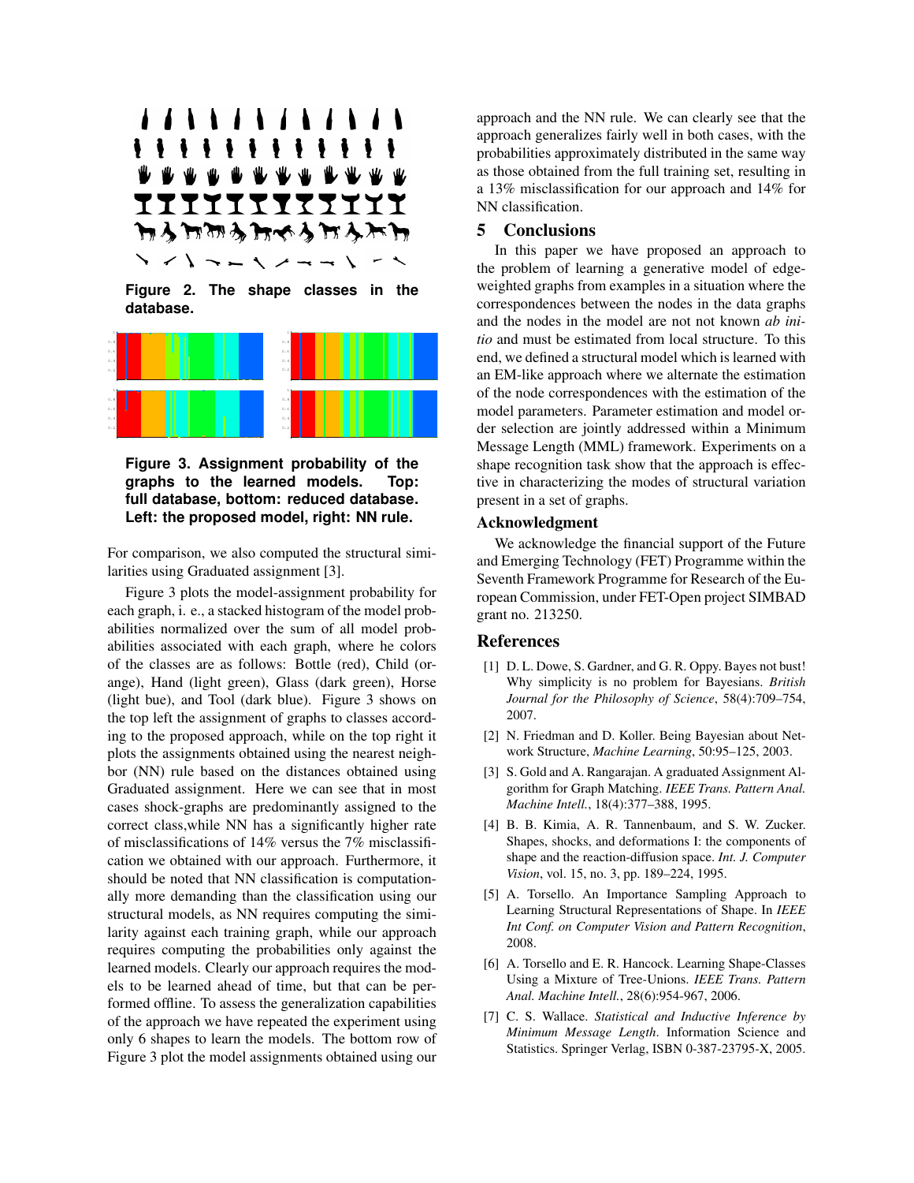Figure 2. The shape classes in the database.

Figure 3. Assignment probability of the graphs to the learned models. Top: full database, bottom: reduced database. Left: the proposed model, right: NN rule.

For comparison, we also computed the structural similarities using Graduated assignment [3].

Figure 3 plots the model-assignment probability for each graph, i. e., a stacked histogram of the model probabilities normalized over the sum of all model probabilities associated with each graph, where he colors of the classes are as follows: Bottle (red), Child (orange), Hand (light green), Glass (dark green), Horse (light bue), and Tool (dark blue). Figure 3 shows on the top left the assignment of graphs to classes according to the proposed approach, while on the top right it plots the assignments obtained using the nearest neighbor (NN) rule based on the distances obtained using Graduated assignment. Here we can see that in most cases shock-graphs are predominantly assigned to the correct class,while NN has a significantly higher rate of misclassifications of 14% versus the 7% misclassification we obtained with our approach. Furthermore, it should be noted that NN classification is computationally more demanding than the classification using our structural models, as NN requires computing the similarity against each training graph, while our approach requires computing the probabilities only against the learned models. Clearly our approach requires the models to be learned ahead of time, but that can be performed offline. To assess the generalization capabilities of the approach we have repeated the experiment using only 6 shapes to learn the models. The bottom row of Figure 3 plot the model assignments obtained using our approach and the NN rule. We can clearly see that the approach generalizes fairly well in both cases, with the probabilities approximately distributed in the same way as those obtained from the full training set, resulting in a 13% misclassification for our approach and 14% for NN classification.

## 5 Conclusions

In this paper we have proposed an approach to the problem of learning a generative model of edge-weighted graphs from examples in a situation where the correspondences between the nodes in the data graphs and the nodes in the model are not not known *ab initio* and must be estimated from local structure. To this end, we defined a structural model which is learned with an EM-like approach where we alternate the estimation of the node correspondences with the estimation of the model parameters. Parameter estimation and model order selection are jointly addressed within a Minimum Message Length (MML) framework. Experiments on a shape recognition task show that the approach is effective in characterizing the modes of structural variation present in a set of graphs.

### Acknowledgment

We acknowledge the financial support of the Future and Emerging Technology (FET) Programme within the Seventh Framework Programme for Research of the European Commission, under FET-Open project SIMBAD grant no. 213250.

## References

[1] D. L. Dowe, S. Gardner, and G. R. Oppy. Bayes not bust! Why simplicity is no problem for Bayesians. *British Journal for the Philosophy of Science*, 58(4):709–754, 2007.

[2] N. Friedman and D. Koller. Being Bayesian about Network Structure, *Machine Learning*, 50:95–125, 2003.

[3] S. Gold and A. Rangarajan. A graduated Assignment Algorithm for Graph Matching. *IEEE Trans. Pattern Anal. Machine Intell.*, 18(4):377–388, 1995.

[4] B. B. Kimia, A. R. Tannenbaum, and S. W. Zucker. Shapes, shocks, and deformations I: the components of shape and the reaction-diffusion space. *Int. J. Computer Vision*, vol. 15, no. 3, pp. 189–224, 1995.

[5] A. Torsello. An Importance Sampling Approach to Learning Structural Representations of Shape. In *IEEE Int Conf. on Computer Vision and Pattern Recognition*, 2008.

[6] A. Torsello and E. R. Hancock. Learning Shape-Classes Using a Mixture of Tree-Unions. *IEEE Trans. Pattern Anal. Machine Intell.*, 28(6):954-967, 2006.

[7] C. S. Wallace. *Statistical and Inductive Inference by Minimum Message Length*. Information Science and Statistics. Springer Verlag, ISBN 0-387-23795-X, 2005.